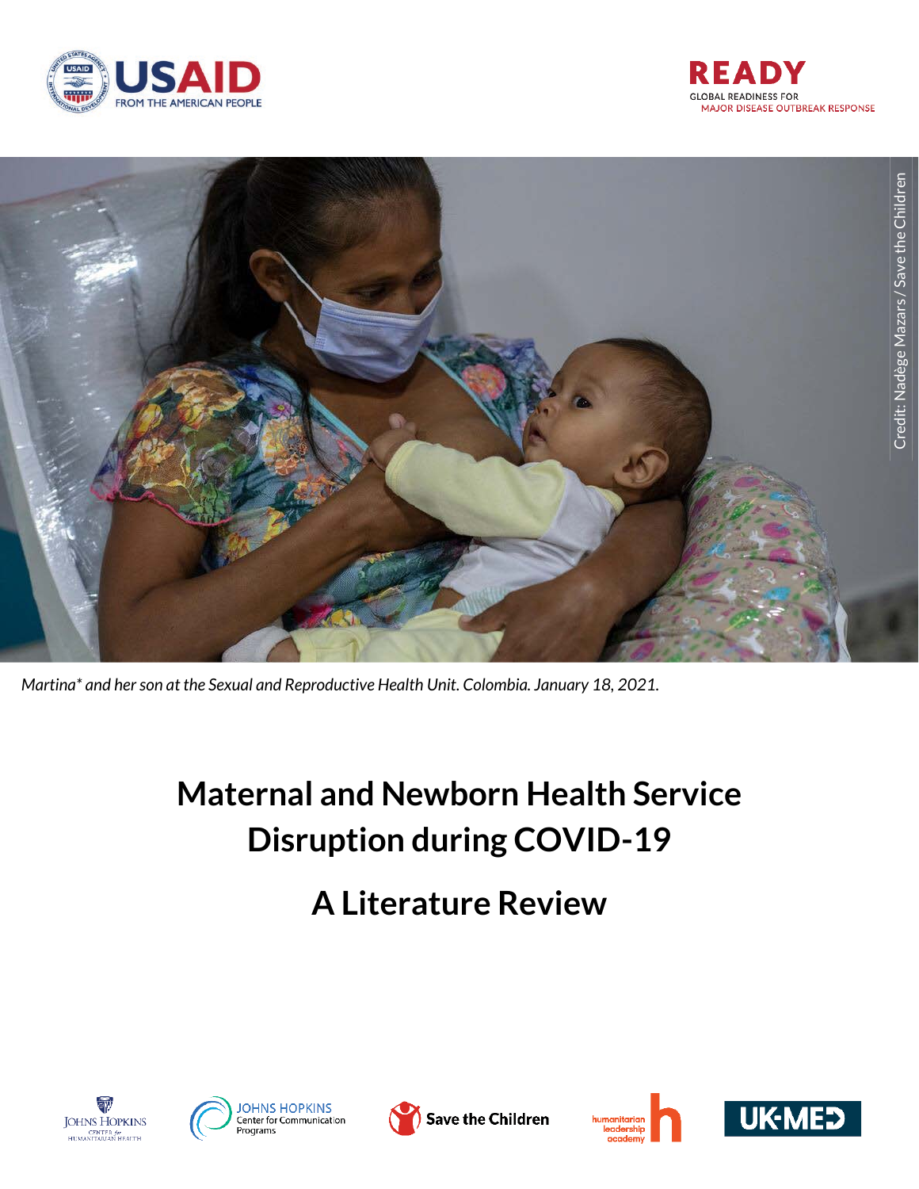USAID FROM THE AMERICAN PEOPLE

READY GLOBAL READINESS FOR MAJOR DISEASE OUTBREAK RESPONSE

Credit: Nadège Mazars / Save the Children

*Martina* and her son at the Sexual and Reproductive Health Unit. Colombia. January 18, 2021.*

# Maternal and Newborn Health Service Disruption during COVID-19

# A Literature Review

Johns Hopkins Center for Humanitarian Health | Johns Hopkins Center for Communication Programs | Save the Children | humanitarian leadership academy | UK-MED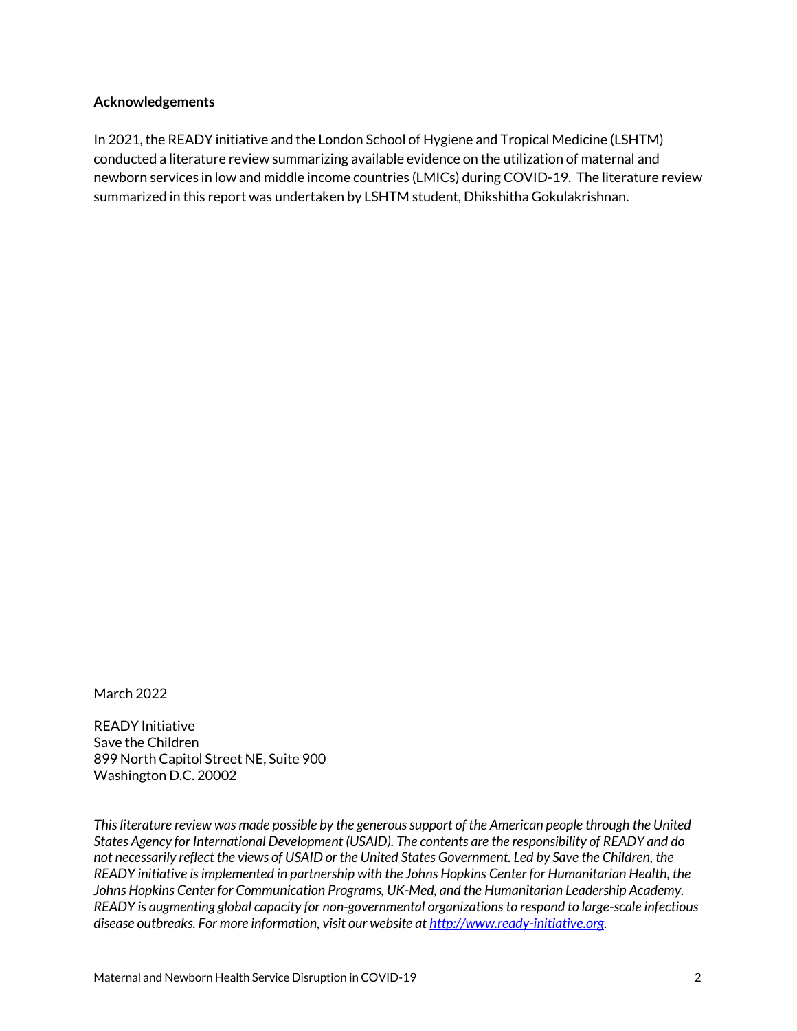**Acknowledgements**

In 2021, the READY initiative and the London School of Hygiene and Tropical Medicine (LSHTM) conducted a literature review summarizing available evidence on the utilization of maternal and newborn services in low and middle income countries (LMICs) during COVID-19. The literature review summarized in this report was undertaken by LSHTM student, Dhikshitha Gokulakrishnan.

March 2022

READY Initiative
Save the Children
899 North Capitol Street NE, Suite 900
Washington D.C. 20002

*This literature review was made possible by the generous support of the American people through the United States Agency for International Development (USAID). The contents are the responsibility of READY and do not necessarily reflect the views of USAID or the United States Government. Led by Save the Children, the READY initiative is implemented in partnership with the Johns Hopkins Center for Humanitarian Health, the Johns Hopkins Center for Communication Programs, UK-Med, and the Humanitarian Leadership Academy. READY is augmenting global capacity for non-governmental organizations to respond to large-scale infectious disease outbreaks. For more information, visit our website at [http://www.ready-initiative.org](http://www.ready-initiative.org).*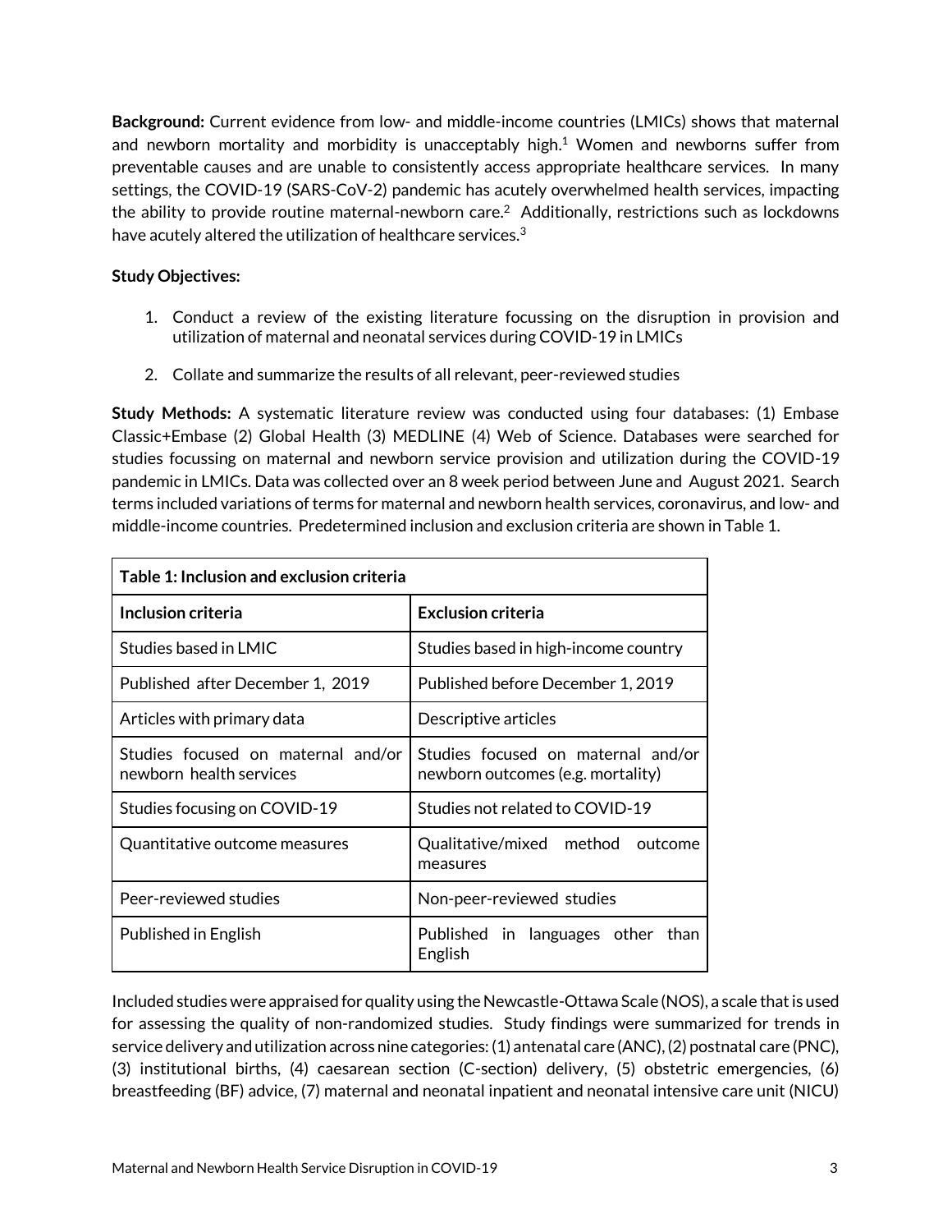**Background:** Current evidence from low- and middle-income countries (LMICs) shows that maternal and newborn mortality and morbidity is unacceptably high.[1] Women and newborns suffer from preventable causes and are unable to consistently access appropriate healthcare services. In many settings, the COVID-19 (SARS-CoV-2) pandemic has acutely overwhelmed health services, impacting the ability to provide routine maternal-newborn care.[2] Additionally, restrictions such as lockdowns have acutely altered the utilization of healthcare services.[3]

**Study Objectives:**

1. Conduct a review of the existing literature focussing on the disruption in provision and utilization of maternal and neonatal services during COVID-19 in LMICs
2. Collate and summarize the results of all relevant, peer-reviewed studies

**Study Methods:** A systematic literature review was conducted using four databases: (1) Embase Classic+Embase (2) Global Health (3) MEDLINE (4) Web of Science. Databases were searched for studies focussing on maternal and newborn service provision and utilization during the COVID-19 pandemic in LMICs. Data was collected over an 8 week period between June and August 2021. Search terms included variations of terms for maternal and newborn health services, coronavirus, and low- and middle-income countries. Predetermined inclusion and exclusion criteria are shown in Table 1.

**Table 1: Inclusion and exclusion criteria**

| Inclusion criteria | Exclusion criteria |
|---|---|
| Studies based in LMIC | Studies based in high-income country |
| Published after December 1, 2019 | Published before December 1, 2019 |
| Articles with primary data | Descriptive articles |
| Studies focused on maternal and/or newborn health services | Studies focused on maternal and/or newborn outcomes (e.g. mortality) |
| Studies focusing on COVID-19 | Studies not related to COVID-19 |
| Quantitative outcome measures | Qualitative/mixed method outcome measures |
| Peer-reviewed studies | Non-peer-reviewed studies |
| Published in English | Published in languages other than English |

Included studies were appraised for quality using the Newcastle-Ottawa Scale (NOS), a scale that is used for assessing the quality of non-randomized studies. Study findings were summarized for trends in service delivery and utilization across nine categories: (1) antenatal care (ANC), (2) postnatal care (PNC), (3) institutional births, (4) caesarean section (C-section) delivery, (5) obstetric emergencies, (6) breastfeeding (BF) advice, (7) maternal and neonatal inpatient and neonatal intensive care unit (NICU)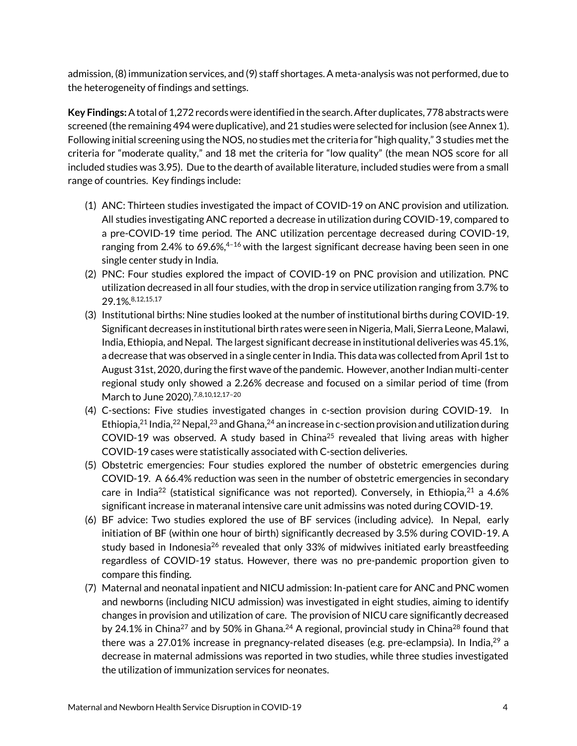admission, (8) immunization services, and (9) staff shortages. A meta-analysis was not performed, due to the heterogeneity of findings and settings.

**Key Findings:** A total of 1,272 records were identified in the search. After duplicates, 778 abstracts were screened (the remaining 494 were duplicative), and 21 studies were selected for inclusion (see Annex 1). Following initial screening using the NOS, no studies met the criteria for "high quality," 3 studies met the criteria for "moderate quality," and 18 met the criteria for "low quality" (the mean NOS score for all included studies was 3.95). Due to the dearth of available literature, included studies were from a small range of countries. Key findings include:

(1) ANC: Thirteen studies investigated the impact of COVID-19 on ANC provision and utilization. All studies investigating ANC reported a decrease in utilization during COVID-19, compared to a pre-COVID-19 time period. The ANC utilization percentage decreased during COVID-19, ranging from 2.4% to 69.6%,[4–16] with the largest significant decrease having been seen in one single center study in India.

(2) PNC: Four studies explored the impact of COVID-19 on PNC provision and utilization. PNC utilization decreased in all four studies, with the drop in service utilization ranging from 3.7% to 29.1%.[8,12,15,17]

(3) Institutional births: Nine studies looked at the number of institutional births during COVID-19. Significant decreases in institutional birth rates were seen in Nigeria, Mali, Sierra Leone, Malawi, India, Ethiopia, and Nepal. The largest significant decrease in institutional deliveries was 45.1%, a decrease that was observed in a single center in India. This data was collected from April 1st to August 31st, 2020, during the first wave of the pandemic. However, another Indian multi-center regional study only showed a 2.26% decrease and focused on a similar period of time (from March to June 2020).[7,8,10,12,17–20]

(4) C-sections: Five studies investigated changes in c-section provision during COVID-19. In Ethiopia,[21] India,[22] Nepal,[23] and Ghana,[24] an increase in c-section provision and utilization during COVID-19 was observed. A study based in China[25] revealed that living areas with higher COVID-19 cases were statistically associated with C-section deliveries.

(5) Obstetric emergencies: Four studies explored the number of obstetric emergencies during COVID-19. A 66.4% reduction was seen in the number of obstetric emergencies in secondary care in India[22] (statistical significance was not reported). Conversely, in Ethiopia,[21] a 4.6% significant increase in materanal intensive care unit admissins was noted during COVID-19.

(6) BF advice: Two studies explored the use of BF services (including advice). In Nepal, early initiation of BF (within one hour of birth) significantly decreased by 3.5% during COVID-19. A study based in Indonesia[26] revealed that only 33% of midwives initiated early breastfeeding regardless of COVID-19 status. However, there was no pre-pandemic proportion given to compare this finding.

(7) Maternal and neonatal inpatient and NICU admission: In-patient care for ANC and PNC women and newborns (including NICU admission) was investigated in eight studies, aiming to identify changes in provision and utilization of care. The provision of NICU care significantly decreased by 24.1% in China[27] and by 50% in Ghana.[24] A regional, provincial study in China[28] found that there was a 27.01% increase in pregnancy-related diseases (e.g. pre-eclampsia). In India,[29] a decrease in maternal admissions was reported in two studies, while three studies investigated the utilization of immunization services for neonates.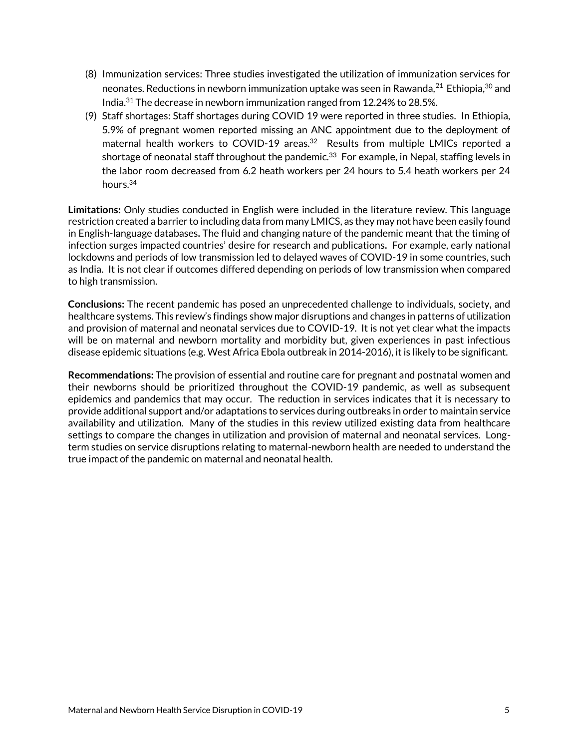(8) Immunization services: Three studies investigated the utilization of immunization services for neonates. Reductions in newborn immunization uptake was seen in Rawanda,[21] Ethiopia,[30] and India.[31] The decrease in newborn immunization ranged from 12.24% to 28.5%.

(9) Staff shortages: Staff shortages during COVID 19 were reported in three studies. In Ethiopia, 5.9% of pregnant women reported missing an ANC appointment due to the deployment of maternal health workers to COVID-19 areas.[32] Results from multiple LMICs reported a shortage of neonatal staff throughout the pandemic.[33] For example, in Nepal, staffing levels in the labor room decreased from 6.2 heath workers per 24 hours to 5.4 heath workers per 24 hours.[34]

**Limitations:** Only studies conducted in English were included in the literature review. This language restriction created a barrier to including data from many LMICS, as they may not have been easily found in English-language databases**.** The fluid and changing nature of the pandemic meant that the timing of infection surges impacted countries' desire for research and publications**.** For example, early national lockdowns and periods of low transmission led to delayed waves of COVID-19 in some countries, such as India. It is not clear if outcomes differed depending on periods of low transmission when compared to high transmission.

**Conclusions:** The recent pandemic has posed an unprecedented challenge to individuals, society, and healthcare systems. This review's findings show major disruptions and changes in patterns of utilization and provision of maternal and neonatal services due to COVID-19. It is not yet clear what the impacts will be on maternal and newborn mortality and morbidity but, given experiences in past infectious disease epidemic situations (e.g. West Africa Ebola outbreak in 2014-2016), it is likely to be significant.

**Recommendations:** The provision of essential and routine care for pregnant and postnatal women and their newborns should be prioritized throughout the COVID-19 pandemic, as well as subsequent epidemics and pandemics that may occur. The reduction in services indicates that it is necessary to provide additional support and/or adaptations to services during outbreaks in order to maintain service availability and utilization. Many of the studies in this review utilized existing data from healthcare settings to compare the changes in utilization and provision of maternal and neonatal services. Long-term studies on service disruptions relating to maternal-newborn health are needed to understand the true impact of the pandemic on maternal and neonatal health.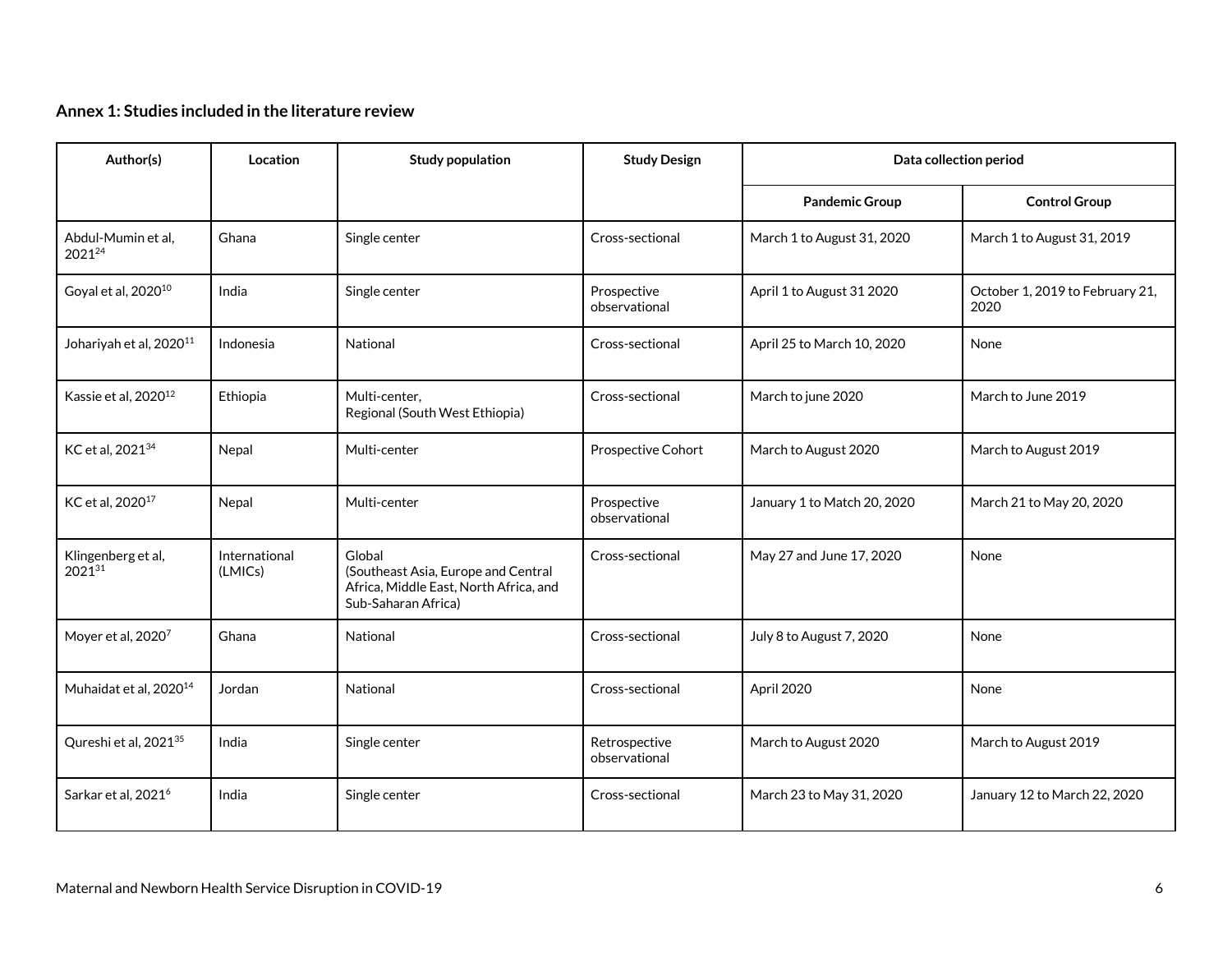**Annex 1: Studies included in the literature review**

| Author(s) | Location | Study population | Study Design | Data collection period | |
|---|---|---|---|---|---|
| | | | | Pandemic Group | Control Group |
| Abdul-Mumin et al, 2021[24] | Ghana | Single center | Cross-sectional | March 1 to August 31, 2020 | March 1 to August 31, 2019 |
| Goyal et al, 2020[10] | India | Single center | Prospective observational | April 1 to August 31 2020 | October 1, 2019 to February 21, 2020 |
| Johariyah et al, 2020[11] | Indonesia | National | Cross-sectional | April 25 to March 10, 2020 | None |
| Kassie et al, 2020[12] | Ethiopia | Multi-center, Regional (South West Ethiopia) | Cross-sectional | March to june 2020 | March to June 2019 |
| KC et al, 2021[34] | Nepal | Multi-center | Prospective Cohort | March to August 2020 | March to August 2019 |
| KC et al, 2020[17] | Nepal | Multi-center | Prospective observational | January 1 to Match 20, 2020 | March 21 to May 20, 2020 |
| Klingenberg et al, 2021[31] | International (LMICs) | Global (Southeast Asia, Europe and Central Africa, Middle East, North Africa, and Sub-Saharan Africa) | Cross-sectional | May 27 and June 17, 2020 | None |
| Moyer et al, 2020[7] | Ghana | National | Cross-sectional | July 8 to August 7, 2020 | None |
| Muhaidat et al, 2020[14] | Jordan | National | Cross-sectional | April 2020 | None |
| Qureshi et al, 2021[35] | India | Single center | Retrospective observational | March to August 2020 | March to August 2019 |
| Sarkar et al, 2021[6] | India | Single center | Cross-sectional | March 23 to May 31, 2020 | January 12 to March 22, 2020 |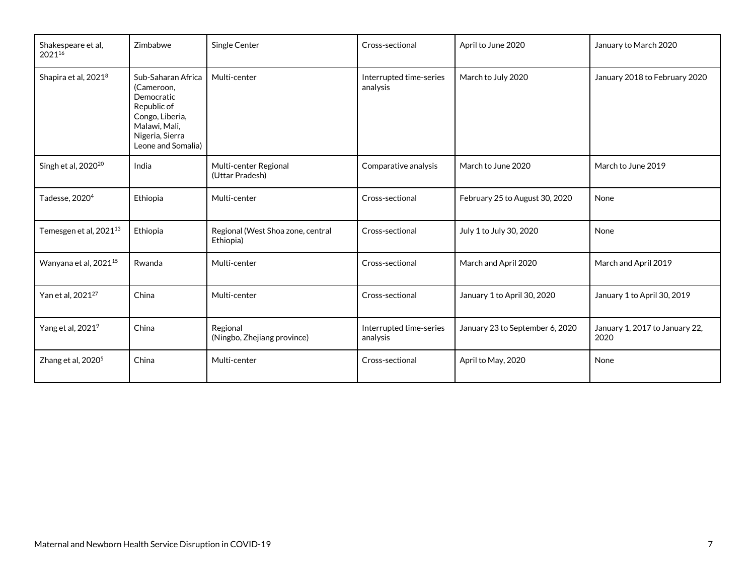| | | | | | |
|---|---|---|---|---|---|
| Shakespeare et al, 2021[16] | Zimbabwe | Single Center | Cross-sectional | April to June 2020 | January to March 2020 |
| Shapira et al, 2021[8] | Sub-Saharan Africa (Cameroon, Democratic Republic of Congo, Liberia, Malawi, Mali, Nigeria, Sierra Leone and Somalia) | Multi-center | Interrupted time-series analysis | March to July 2020 | January 2018 to February 2020 |
| Singh et al, 2020[20] | India | Multi-center Regional (Uttar Pradesh) | Comparative analysis | March to June 2020 | March to June 2019 |
| Tadesse, 2020[4] | Ethiopia | Multi-center | Cross-sectional | February 25 to August 30, 2020 | None |
| Temesgen et al, 2021[13] | Ethiopia | Regional (West Shoa zone, central Ethiopia) | Cross-sectional | July 1 to July 30, 2020 | None |
| Wanyana et al, 2021[15] | Rwanda | Multi-center | Cross-sectional | March and April 2020 | March and April 2019 |
| Yan et al, 2021[27] | China | Multi-center | Cross-sectional | January 1 to April 30, 2020 | January 1 to April 30, 2019 |
| Yang et al, 2021[9] | China | Regional (Ningbo, Zhejiang province) | Interrupted time-series analysis | January 23 to September 6, 2020 | January 1, 2017 to January 22, 2020 |
| Zhang et al, 2020[5] | China | Multi-center | Cross-sectional | April to May, 2020 | None |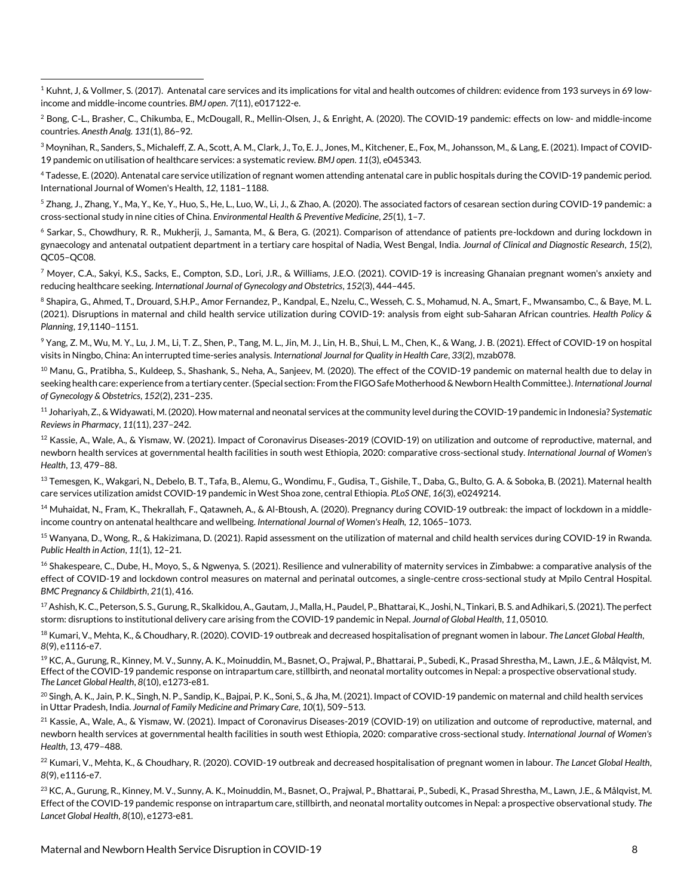[1] Kuhnt, J, & Vollmer, S. (2017). Antenatal care services and its implications for vital and health outcomes of children: evidence from 193 surveys in 69 low-income and middle-income countries. *BMJ open*. *7*(11), e017122-e.

[2] Bong, C-L., Brasher, C., Chikumba, E., McDougall, R., Mellin-Olsen, J., & Enright, A. (2020). The COVID-19 pandemic: effects on low- and middle-income countries. *Anesth Analg*. *131*(1), 86–92.

[3] Moynihan, R., Sanders, S., Michaleff, Z. A., Scott, A. M., Clark, J., To, E. J., Jones, M., Kitchener, E., Fox, M., Johansson, M., & Lang, E. (2021). Impact of COVID-19 pandemic on utilisation of healthcare services: a systematic review. *BMJ open*. *11*(3), e045343.

[4] Tadesse, E. (2020). Antenatal care service utilization of regnant women attending antenatal care in public hospitals during the COVID-19 pandemic period. International Journal of Women's Health, *12*, 1181–1188.

[5] Zhang, J., Zhang, Y., Ma, Y., Ke, Y., Huo, S., He, L., Luo, W., Li, J., & Zhao, A. (2020). The associated factors of cesarean section during COVID-19 pandemic: a cross-sectional study in nine cities of China. *Environmental Health & Preventive Medicine*, *25*(1), 1–7.

[6] Sarkar, S., Chowdhury, R. R., Mukherji, J., Samanta, M., & Bera, G. (2021). Comparison of attendance of patients pre-lockdown and during lockdown in gynaecology and antenatal outpatient department in a tertiary care hospital of Nadia, West Bengal, India. *Journal of Clinical and Diagnostic Research*, *15*(2), QC05–QC08.

[7] Moyer, C.A., Sakyi, K.S., Sacks, E., Compton, S.D., Lori, J.R., & Williams, J.E.O. (2021). COVID-19 is increasing Ghanaian pregnant women's anxiety and reducing healthcare seeking. *International Journal of Gynecology and Obstetrics*, *152*(3), 444–445.

[8] Shapira, G., Ahmed, T., Drouard, S.H.P., Amor Fernandez, P., Kandpal, E., Nzelu, C., Wesseh, C. S., Mohamud, N. A., Smart, F., Mwansambo, C., & Baye, M. L. (2021). Disruptions in maternal and child health service utilization during COVID-19: analysis from eight sub-Saharan African countries. *Health Policy & Planning*, *19*,1140–1151.

[9] Yang, Z. M., Wu, M. Y., Lu, J. M., Li, T. Z., Shen, P., Tang, M. L., Jin, M. J., Lin, H. B., Shui, L. M., Chen, K., & Wang, J. B. (2021). Effect of COVID-19 on hospital visits in Ningbo, China: An interrupted time-series analysis. *International Journal for Quality in Health Care*, *33*(2), mzab078.

[10] Manu, G., Pratibha, S., Kuldeep, S., Shashank, S., Neha, A., Sanjeev, M. (2020). The effect of the COVID-19 pandemic on maternal health due to delay in seeking health care: experience from a tertiary center. (Special section: From the FIGO Safe Motherhood & Newborn Health Committee.). *International Journal of Gynecology & Obstetrics*, *152*(2), 231–235.

[11] Johariyah, Z., & Widyawati, M. (2020). How maternal and neonatal services at the community level during the COVID-19 pandemic in Indonesia? *Systematic Reviews in Pharmacy*, *11*(11), 237–242.

[12] Kassie, A., Wale, A., & Yismaw, W. (2021). Impact of Coronavirus Diseases-2019 (COVID-19) on utilization and outcome of reproductive, maternal, and newborn health services at governmental health facilities in south west Ethiopia, 2020: comparative cross-sectional study. *International Journal of Women's Health*, *13*, 479–88.

[13] Temesgen, K., Wakgari, N., Debelo, B. T., Tafa, B., Alemu, G., Wondimu, F., Gudisa, T., Gishile, T., Daba, G., Bulto, G. A. & Soboka, B. (2021). Maternal health care services utilization amidst COVID-19 pandemic in West Shoa zone, central Ethiopia. *PLoS ONE*, *16*(3), e0249214.

[14] Muhaidat, N., Fram, K., Thekrallah, F., Qatawneh, A., & Al-Btoush, A. (2020). Pregnancy during COVID-19 outbreak: the impact of lockdown in a middle-income country on antenatal healthcare and wellbeing. *International Journal of Women's Healh, 12*, 1065–1073.

[15] Wanyana, D., Wong, R., & Hakizimana, D. (2021). Rapid assessment on the utilization of maternal and child health services during COVID-19 in Rwanda. *Public Health in Action*, *11*(1), 12–21.

[16] Shakespeare, C., Dube, H., Moyo, S., & Ngwenya, S. (2021). Resilience and vulnerability of maternity services in Zimbabwe: a comparative analysis of the effect of COVID-19 and lockdown control measures on maternal and perinatal outcomes, a single-centre cross-sectional study at Mpilo Central Hospital. *BMC Pregnancy & Childbirth*, *21*(1), 416.

[17] Ashish, K. C., Peterson, S. S., Gurung, R., Skalkidou, A., Gautam, J., Malla, H., Paudel, P., Bhattarai, K., Joshi, N., Tinkari, B. S. and Adhikari, S. (2021). The perfect storm: disruptions to institutional delivery care arising from the COVID-19 pandemic in Nepal. *Journal of Global Health*, *11*, 05010.

[18] Kumari, V., Mehta, K., & Choudhary, R. (2020). COVID-19 outbreak and decreased hospitalisation of pregnant women in labour. *The Lancet Global Health*, *8*(9), e1116-e7.

[19] KC, A., Gurung, R., Kinney, M. V., Sunny, A. K., Moinuddin, M., Basnet, O., Prajwal, P., Bhattarai, P., Subedi, K., Prasad Shrestha, M., Lawn, J.E., & Målqvist, M. Effect of the COVID-19 pandemic response on intrapartum care, stillbirth, and neonatal mortality outcomes in Nepal: a prospective observational study. *The Lancet Global Health*, *8*(10), e1273-e81.

[20] Singh, A. K., Jain, P. K., Singh, N. P., Sandip, K., Bajpai, P. K., Soni, S., & Jha, M. (2021). Impact of COVID-19 pandemic on maternal and child health services in Uttar Pradesh, India. *Journal of Family Medicine and Primary Care*, *10*(1), 509–513.

[21] Kassie, A., Wale, A., & Yismaw, W. (2021). Impact of Coronavirus Diseases-2019 (COVID-19) on utilization and outcome of reproductive, maternal, and newborn health services at governmental health facilities in south west Ethiopia, 2020: comparative cross-sectional study. *International Journal of Women's Health*, *13*, 479–488.

[22] Kumari, V., Mehta, K., & Choudhary, R. (2020). COVID-19 outbreak and decreased hospitalisation of pregnant women in labour. *The Lancet Global Health*, *8*(9), e1116-e7.

[23] KC, A., Gurung, R., Kinney, M. V., Sunny, A. K., Moinuddin, M., Basnet, O., Prajwal, P., Bhattarai, P., Subedi, K., Prasad Shrestha, M., Lawn, J.E., & Målqvist, M. Effect of the COVID-19 pandemic response on intrapartum care, stillbirth, and neonatal mortality outcomes in Nepal: a prospective observational study. *The Lancet Global Health*, *8*(10), e1273-e81.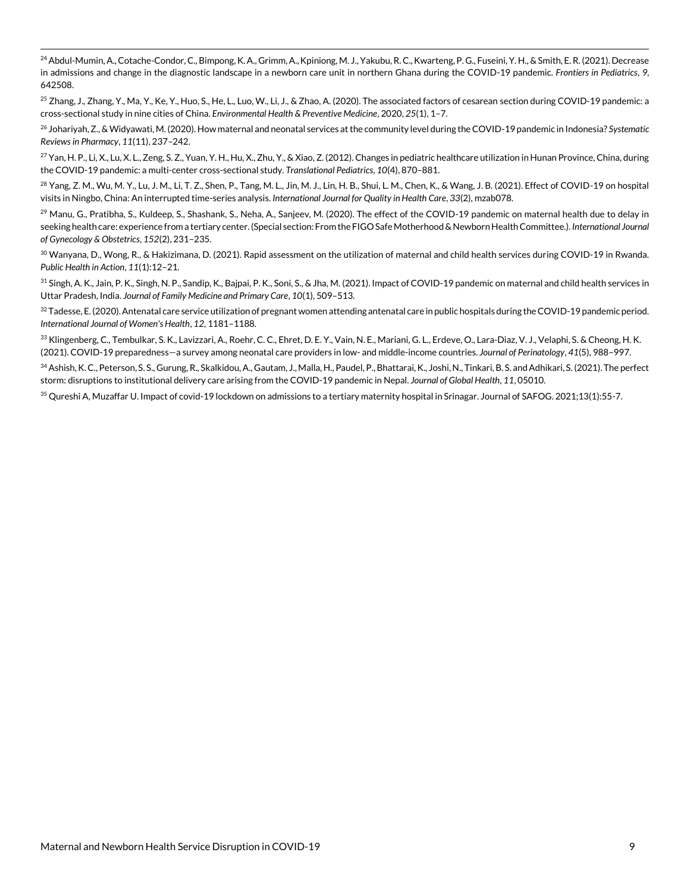[24] Abdul-Mumin, A., Cotache-Condor, C., Bimpong, K. A., Grimm, A., Kpiniong, M. J., Yakubu, R. C., Kwarteng, P. G., Fuseini, Y. H., & Smith, E. R. (2021). Decrease in admissions and change in the diagnostic landscape in a newborn care unit in northern Ghana during the COVID-19 pandemic. *Frontiers in Pediatrics*, *9*, 642508.

[25] Zhang, J., Zhang, Y., Ma, Y., Ke, Y., Huo, S., He, L., Luo, W., Li, J., & Zhao, A. (2020). The associated factors of cesarean section during COVID-19 pandemic: a cross-sectional study in nine cities of China. *Environmental Health & Preventive Medicine*, 2020, *25*(1), 1–7.

[26] Johariyah, Z., & Widyawati, M. (2020). How maternal and neonatal services at the community level during the COVID-19 pandemic in Indonesia? *Systematic Reviews in Pharmacy*, *11*(11), 237–242.

[27] Yan, H. P., Li, X., Lu, X. L., Zeng, S. Z., Yuan, Y. H., Hu, X., Zhu, Y., & Xiao, Z. (2012). Changes in pediatric healthcare utilization in Hunan Province, China, during the COVID-19 pandemic: a multi-center cross-sectional study. *Translational Pediatrics*, *10*(4), 870–881.

[28] Yang, Z. M., Wu, M. Y., Lu, J. M., Li, T. Z., Shen, P., Tang, M. L., Jin, M. J., Lin, H. B., Shui, L. M., Chen, K., & Wang, J. B. (2021). Effect of COVID-19 on hospital visits in Ningbo, China: An interrupted time-series analysis. *International Journal for Quality in Health Care*, *33*(2), mzab078.

[29] Manu, G., Pratibha, S., Kuldeep, S., Shashank, S., Neha, A., Sanjeev, M. (2020). The effect of the COVID-19 pandemic on maternal health due to delay in seeking health care: experience from a tertiary center. (Special section: From the FIGO Safe Motherhood & Newborn Health Committee.). *International Journal of Gynecology & Obstetrics*, *152*(2), 231–235.

[30] Wanyana, D., Wong, R., & Hakizimana, D. (2021). Rapid assessment on the utilization of maternal and child health services during COVID-19 in Rwanda. *Public Health in Action*, *11*(1):12–21.

[31] Singh, A. K., Jain, P. K., Singh, N. P., Sandip, K., Bajpai, P. K., Soni, S., & Jha, M. (2021). Impact of COVID-19 pandemic on maternal and child health services in Uttar Pradesh, India. *Journal of Family Medicine and Primary Care*, *10*(1), 509–513.

[32] Tadesse, E. (2020). Antenatal care service utilization of pregnant women attending antenatal care in public hospitals during the COVID-19 pandemic period. *International Journal of Women's Health*, *12*, 1181–1188.

[33] Klingenberg, C., Tembulkar, S. K., Lavizzari, A., Roehr, C. C., Ehret, D. E. Y., Vain, N. E., Mariani, G. L., Erdeve, O., Lara-Diaz, V. J., Velaphi, S. & Cheong, H. K. (2021). COVID-19 preparedness—a survey among neonatal care providers in low- and middle-income countries. *Journal of Perinatology*, *41*(5), 988–997.

[34] Ashish, K. C., Peterson, S. S., Gurung, R., Skalkidou, A., Gautam, J., Malla, H., Paudel, P., Bhattarai, K., Joshi, N., Tinkari, B. S. and Adhikari, S. (2021). The perfect storm: disruptions to institutional delivery care arising from the COVID-19 pandemic in Nepal. *Journal of Global Health*, *11*, 05010.

[35] Qureshi A, Muzaffar U. Impact of covid-19 lockdown on admissions to a tertiary maternity hospital in Srinagar. Journal of SAFOG. 2021;13(1):55-7.